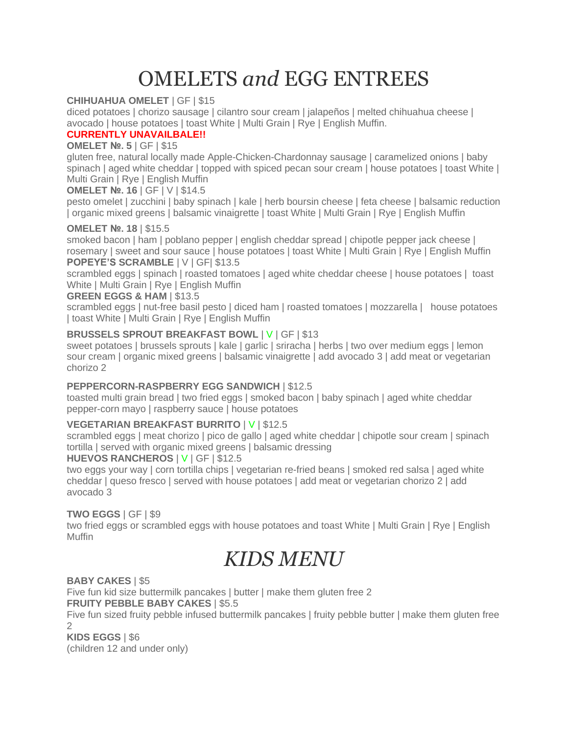# OMELETS *and* EGG ENTREES

**CHIHUAHUA OMELET** | GF | $15

diced potatoes | chorizo sausage | cilantro sour cream | jalapeños | melted chihuahua cheese | avocado | house potatoes | toast White | Multi Grain | Rye | English Muffin.

**CURRENTLY UNAVAILBALE!!**

**OMELET №. 5** | GF | $15

gluten free, natural locally made Apple-Chicken-Chardonnay sausage | caramelized onions | baby spinach | aged white cheddar | topped with spiced pecan sour cream | house potatoes | toast White | Multi Grain | Rye | English Muffin

**OMELET №. 16** | GF | V | $14.5

pesto omelet | zucchini | baby spinach | kale | herb boursin cheese | feta cheese | balsamic reduction | organic mixed greens | balsamic vinaigrette | toast White | Multi Grain | Rye | English Muffin

**OMELET №. 18** | $15.5

smoked bacon | ham | poblano pepper | english cheddar spread | chipotle pepper jack cheese | rosemary | sweet and sour sauce | house potatoes | toast White | Multi Grain | Rye | English Muffin

**POPEYE'S SCRAMBLE** | V | GF| $13.5

scrambled eggs | spinach | roasted tomatoes | aged white cheddar cheese | house potatoes | toast White | Multi Grain | Rye | English Muffin

**GREEN EGGS & HAM** | $13.5

scrambled eggs | nut-free basil pesto | diced ham | roasted tomatoes | mozzarella | house potatoes | toast White | Multi Grain | Rye | English Muffin

**BRUSSELS SPROUT BREAKFAST BOWL** | V | GF | $13

sweet potatoes | brussels sprouts | kale | garlic | sriracha | herbs | two over medium eggs | lemon sour cream | organic mixed greens | balsamic vinaigrette | add avocado 3 | add meat or vegetarian chorizo 2

**PEPPERCORN-RASPBERRY EGG SANDWICH** | $12.5

toasted multi grain bread | two fried eggs | smoked bacon | baby spinach | aged white cheddar pepper-corn mayo | raspberry sauce | house potatoes

**VEGETARIAN BREAKFAST BURRITO** | V | $12.5

scrambled eggs | meat chorizo | pico de gallo | aged white cheddar | chipotle sour cream | spinach tortilla | served with organic mixed greens | balsamic dressing

**HUEVOS RANCHEROS** | V | GF | $12.5

two eggs your way | corn tortilla chips | vegetarian re-fried beans | smoked red salsa | aged white cheddar | queso fresco | served with house potatoes | add meat or vegetarian chorizo 2 | add avocado 3

**TWO EGGS** | GF | $9

two fried eggs or scrambled eggs with house potatoes and toast White | Multi Grain | Rye | English Muffin

# *KIDS MENU*

**BABY CAKES** | $5

Five fun kid size buttermilk pancakes | butter | make them gluten free 2

**FRUITY PEBBLE BABY CAKES** | $5.5

Five fun sized fruity pebble infused buttermilk pancakes | fruity pebble butter | make them gluten free 2

**KIDS EGGS** | $6

(children 12 and under only)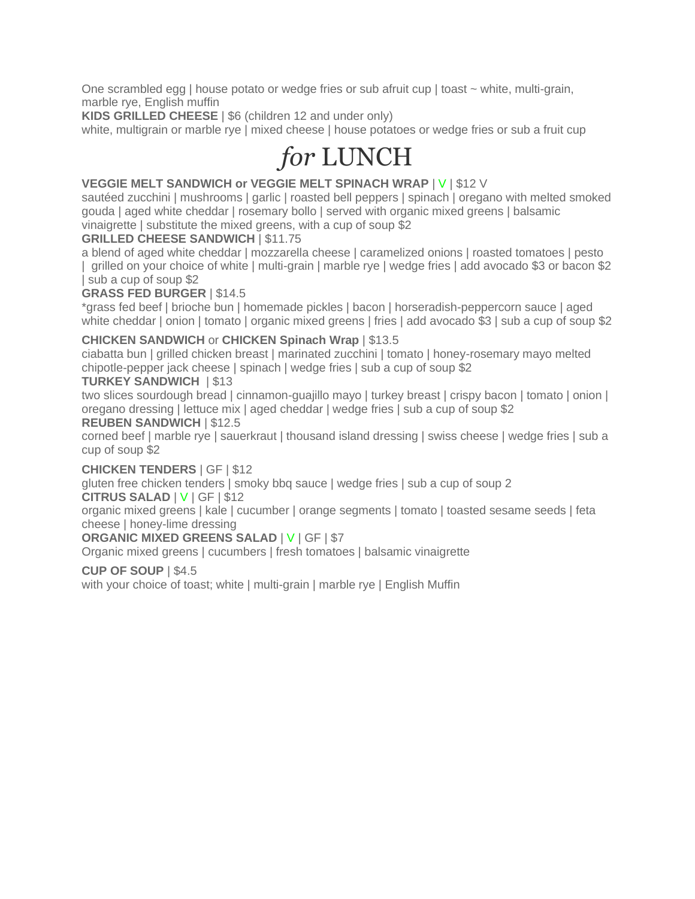One scrambled egg | house potato or wedge fries or sub afruit cup | toast ~ white, multi-grain, marble rye, English muffin

**KIDS GRILLED CHEESE** | $6 (children 12 and under only)

white, multigrain or marble rye | mixed cheese | house potatoes or wedge fries or sub a fruit cup

# *for* LUNCH

**VEGGIE MELT SANDWICH or VEGGIE MELT SPINACH WRAP** | V | $12 V

sautéed zucchini | mushrooms | garlic | roasted bell peppers | spinach | oregano with melted smoked gouda | aged white cheddar | rosemary bollo | served with organic mixed greens | balsamic vinaigrette | substitute the mixed greens, with a cup of soup $2

**GRILLED CHEESE SANDWICH** | $11.75

a blend of aged white cheddar | mozzarella cheese | caramelized onions | roasted tomatoes | pesto | grilled on your choice of white | multi-grain | marble rye | wedge fries | add avocado $3 or bacon $2 | sub a cup of soup $2

**GRASS FED BURGER** | $14.5

*grass fed beef | brioche bun | homemade pickles | bacon | horseradish-peppercorn sauce | aged white cheddar | onion | tomato | organic mixed greens | fries | add avocado $3 | sub a cup of soup $2

**CHICKEN SANDWICH** or **CHICKEN Spinach Wrap** | $13.5

ciabatta bun | grilled chicken breast | marinated zucchini | tomato | honey-rosemary mayo melted chipotle-pepper jack cheese | spinach | wedge fries | sub a cup of soup $2

**TURKEY SANDWICH** | $13

two slices sourdough bread | cinnamon-guajillo mayo | turkey breast | crispy bacon | tomato | onion | oregano dressing | lettuce mix | aged cheddar | wedge fries | sub a cup of soup $2

**REUBEN SANDWICH** | $12.5

corned beef | marble rye | sauerkraut | thousand island dressing | swiss cheese | wedge fries | sub a cup of soup $2

**CHICKEN TENDERS** | GF | $12

gluten free chicken tenders | smoky bbq sauce | wedge fries | sub a cup of soup 2

**CITRUS SALAD** | V | GF | $12

organic mixed greens | kale | cucumber | orange segments | tomato | toasted sesame seeds | feta cheese | honey-lime dressing

**ORGANIC MIXED GREENS SALAD** | V | GF | $7

Organic mixed greens | cucumbers | fresh tomatoes | balsamic vinaigrette

**CUP OF SOUP** | $4.5

with your choice of toast; white | multi-grain | marble rye | English Muffin